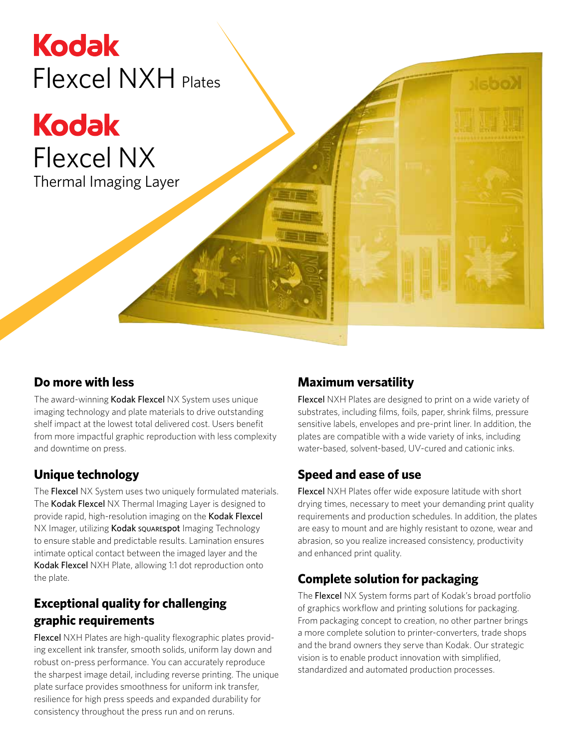# Kodak Flexcel NXH Plates

# Kodak Flexcel NX Thermal Imaging Layer

## Do more with less

The award-winning Kodak Flexcel NX System uses unique imaging technology and plate materials to drive outstanding shelf impact at the lowest total delivered cost. Users benefit from more impactful graphic reproduction with less complexity and downtime on press.

## Unique technology

The Flexcel NX System uses two uniquely formulated materials. The Kodak Flexcel NX Thermal Imaging Layer is designed to provide rapid, high-resolution imaging on the Kodak Flexcel NX Imager, utilizing Kodak SQUAREspot Imaging Technology to ensure stable and predictable results. Lamination ensures intimate optical contact between the imaged layer and the Kodak Flexcel NXH Plate, allowing 1:1 dot reproduction onto the plate.

## Exceptional quality for challenging graphic requirements

Flexcel NXH Plates are high-quality flexographic plates providing excellent ink transfer, smooth solids, uniform lay down and robust on-press performance. You can accurately reproduce the sharpest image detail, including reverse printing. The unique plate surface provides smoothness for uniform ink transfer, resilience for high press speeds and expanded durability for consistency throughout the press run and on reruns.

## Maximum versatility

Flexcel NXH Plates are designed to print on a wide variety of substrates, including films, foils, paper, shrink films, pressure sensitive labels, envelopes and pre-print liner. In addition, the plates are compatible with a wide variety of inks, including water-based, solvent-based, UV-cured and cationic inks.

## Speed and ease of use

Flexcel NXH Plates offer wide exposure latitude with short drying times, necessary to meet your demanding print quality requirements and production schedules. In addition, the plates are easy to mount and are highly resistant to ozone, wear and abrasion, so you realize increased consistency, productivity and enhanced print quality.

## Complete solution for packaging

The Flexcel NX System forms part of Kodak's broad portfolio of graphics workflow and printing solutions for packaging. From packaging concept to creation, no other partner brings a more complete solution to printer-converters, trade shops and the brand owners they serve than Kodak. Our strategic vision is to enable product innovation with simplified, standardized and automated production processes.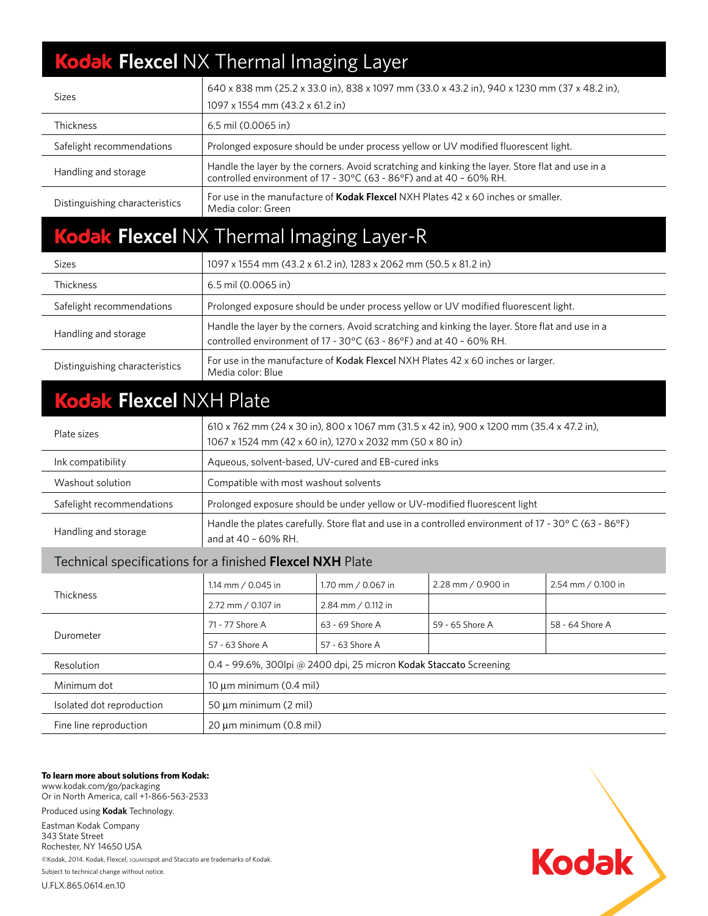## **Kodak Flexcel** NX Thermal Imaging Layer

| | |
|---|---|
| Sizes | 640 x 838 mm (25.2 x 33.0 in), 838 x 1097 mm (33.0 x 43.2 in), 940 x 1230 mm (37 x 48.2 in), 1097 x 1554 mm (43.2 x 61.2 in) |
| Thickness | 6.5 mil (0.0065 in) |
| Safelight recommendations | Prolonged exposure should be under process yellow or UV modified fluorescent light. |
| Handling and storage | Handle the layer by the corners. Avoid scratching and kinking the layer. Store flat and use in a controlled environment of 17 - 30°C (63 - 86°F) and at 40 – 60% RH. |
| Distinguishing characteristics | For use in the manufacture of **Kodak Flexcel** NXH Plates 42 x 60 inches or smaller. Media color: Green |

## **Kodak Flexcel** NX Thermal Imaging Layer-R

| | |
|---|---|
| Sizes | 1097 x 1554 mm (43.2 x 61.2 in), 1283 x 2062 mm (50.5 x 81.2 in) |
| Thickness | 6.5 mil (0.0065 in) |
| Safelight recommendations | Prolonged exposure should be under process yellow or UV modified fluorescent light. |
| Handling and storage | Handle the layer by the corners. Avoid scratching and kinking the layer. Store flat and use in a controlled environment of 17 - 30°C (63 - 86°F) and at 40 – 60% RH. |
| Distinguishing characteristics | For use in the manufacture of Kodak Flexcel NXH Plates 42 x 60 inches or larger. Media color: Blue |

## **Kodak Flexcel** NXH Plate

| | |
|---|---|
| Plate sizes | 610 x 762 mm (24 x 30 in), 800 x 1067 mm (31.5 x 42 in), 900 x 1200 mm (35.4 x 47.2 in), 1067 x 1524 mm (42 x 60 in), 1270 x 2032 mm (50 x 80 in) |
| Ink compatibility | Aqueous, solvent-based, UV-cured and EB-cured inks |
| Washout solution | Compatible with most washout solvents |
| Safelight recommendations | Prolonged exposure should be under yellow or UV-modified fluorescent light |
| Handling and storage | Handle the plates carefully. Store flat and use in a controlled environment of 17 - 30° C (63 - 86°F) and at 40 – 60% RH. |

### Technical specifications for a finished **Flexcel NXH** Plate

| | | | | |
|---|---|---|---|---|
| Thickness | 1.14 mm / 0.045 in | 1.70 mm / 0.067 in | 2.28 mm / 0.900 in | 2.54 mm / 0.100 in |
| | 2.72 mm / 0.107 in | 2.84 mm / 0.112 in | | |
| Durometer | 71 - 77 Shore A | 63 - 69 Shore A | 59 - 65 Shore A | 58 - 64 Shore A |
| | 57 - 63 Shore A | 57 - 63 Shore A | | |
| Resolution | 0.4 – 99.6%, 300lpi @ 2400 dpi, 25 micron **Kodak Staccato** Screening | | | |
| Minimum dot | 10 µm minimum (0.4 mil) | | | |
| Isolated dot reproduction | 50 µm minimum (2 mil) | | | |
| Fine line reproduction | 20 µm minimum (0.8 mil) | | | |

**To learn more about solutions from Kodak:**
www.kodak.com/go/packaging
Or in North America, call +1-866-563-2533

Produced using **Kodak** Technology.

Eastman Kodak Company
343 State Street
Rochester, NY 14650 USA

©Kodak, 2014. Kodak, Flexcel, SQUAREspot and Staccato are trademarks of Kodak.

Subject to technical change without notice.

U.FLX.865.0614.en.10

Kodak